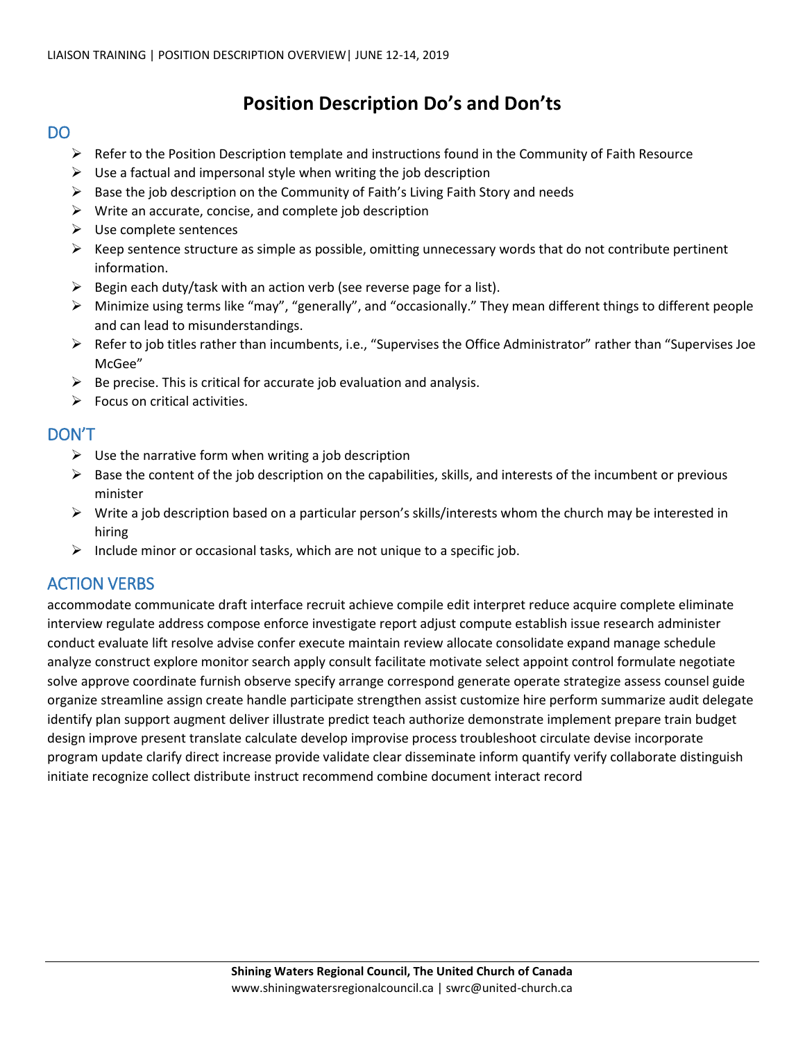# Position Description Do's and Don'ts

## DO

- Refer to the Position Description template and instructions found in the Community of Faith Resource
- Use a factual and impersonal style when writing the job description
- Base the job description on the Community of Faith's Living Faith Story and needs
- Write an accurate, concise, and complete job description
- Use complete sentences
- Keep sentence structure as simple as possible, omitting unnecessary words that do not contribute pertinent information.
- Begin each duty/task with an action verb (see reverse page for a list).
- Minimize using terms like "may", "generally", and "occasionally." They mean different things to different people and can lead to misunderstandings.
- Refer to job titles rather than incumbents, i.e., "Supervises the Office Administrator" rather than "Supervises Joe McGee"
- Be precise. This is critical for accurate job evaluation and analysis.
- Focus on critical activities.

## DON'T

- Use the narrative form when writing a job description
- Base the content of the job description on the capabilities, skills, and interests of the incumbent or previous minister
- Write a job description based on a particular person's skills/interests whom the church may be interested in hiring
- Include minor or occasional tasks, which are not unique to a specific job.

## ACTION VERBS

accommodate communicate draft interface recruit achieve compile edit interpret reduce acquire complete eliminate interview regulate address compose enforce investigate report adjust compute establish issue research administer conduct evaluate lift resolve advise confer execute maintain review allocate consolidate expand manage schedule analyze construct explore monitor search apply consult facilitate motivate select appoint control formulate negotiate solve approve coordinate furnish observe specify arrange correspond generate operate strategize assess counsel guide organize streamline assign create handle participate strengthen assist customize hire perform summarize audit delegate identify plan support augment deliver illustrate predict teach authorize demonstrate implement prepare train budget design improve present translate calculate develop improvise process troubleshoot circulate devise incorporate program update clarify direct increase provide validate clear disseminate inform quantify verify collaborate distinguish initiate recognize collect distribute instruct recommend combine document interact record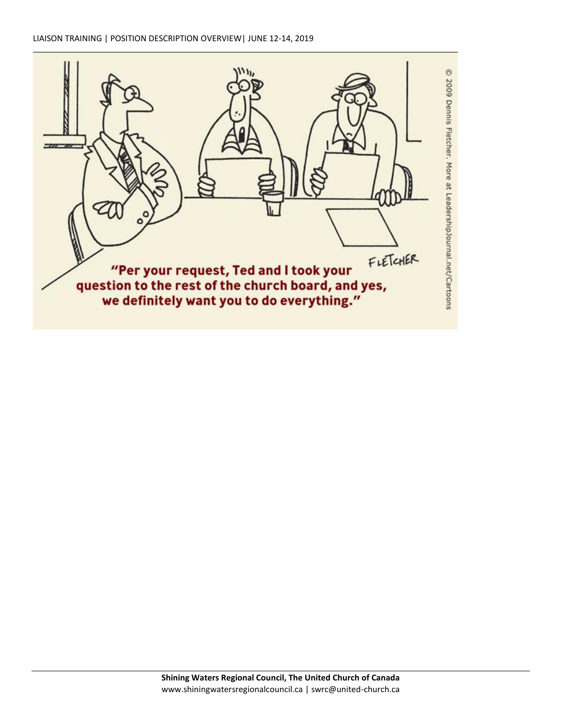"Per your request, Ted and I took your question to the rest of the church board, and yes, we definitely want you to do everything."

© 2009 Dennis Fletcher. More at LeadershipJournal.net/Cartoons